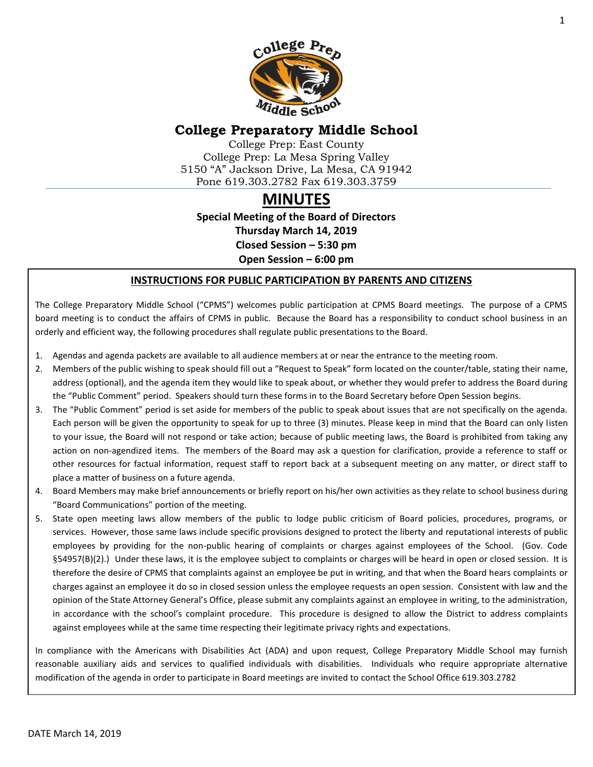# College Preparatory Middle School

College Prep: East County
College Prep: La Mesa Spring Valley
5150 "A" Jackson Drive, La Mesa, CA 91942
Pone 619.303.2782 Fax 619.303.3759

# MINUTES

**Special Meeting of the Board of Directors**
**Thursday March 14, 2019**
**Closed Session – 5:30 pm**
**Open Session – 6:00 pm**

## INSTRUCTIONS FOR PUBLIC PARTICIPATION BY PARENTS AND CITIZENS

The College Preparatory Middle School ("CPMS") welcomes public participation at CPMS Board meetings. The purpose of a CPMS board meeting is to conduct the affairs of CPMS in public. Because the Board has a responsibility to conduct school business in an orderly and efficient way, the following procedures shall regulate public presentations to the Board.

1. Agendas and agenda packets are available to all audience members at or near the entrance to the meeting room.
2. Members of the public wishing to speak should fill out a "Request to Speak" form located on the counter/table, stating their name, address (optional), and the agenda item they would like to speak about, or whether they would prefer to address the Board during the "Public Comment" period. Speakers should turn these forms in to the Board Secretary before Open Session begins.
3. The "Public Comment" period is set aside for members of the public to speak about issues that are not specifically on the agenda. Each person will be given the opportunity to speak for up to three (3) minutes. Please keep in mind that the Board can only listen to your issue, the Board will not respond or take action; because of public meeting laws, the Board is prohibited from taking any action on non-agendized items. The members of the Board may ask a question for clarification, provide a reference to staff or other resources for factual information, request staff to report back at a subsequent meeting on any matter, or direct staff to place a matter of business on a future agenda.
4. Board Members may make brief announcements or briefly report on his/her own activities as they relate to school business during "Board Communications" portion of the meeting.
5. State open meeting laws allow members of the public to lodge public criticism of Board policies, procedures, programs, or services. However, those same laws include specific provisions designed to protect the liberty and reputational interests of public employees by providing for the non-public hearing of complaints or charges against employees of the School. (Gov. Code §54957(B)(2).) Under these laws, it is the employee subject to complaints or charges will be heard in open or closed session. It is therefore the desire of CPMS that complaints against an employee be put in writing, and that when the Board hears complaints or charges against an employee it do so in closed session unless the employee requests an open session. Consistent with law and the opinion of the State Attorney General's Office, please submit any complaints against an employee in writing, to the administration, in accordance with the school's complaint procedure. This procedure is designed to allow the District to address complaints against employees while at the same time respecting their legitimate privacy rights and expectations.

In compliance with the Americans with Disabilities Act (ADA) and upon request, College Preparatory Middle School may furnish reasonable auxiliary aids and services to qualified individuals with disabilities. Individuals who require appropriate alternative modification of the agenda in order to participate in Board meetings are invited to contact the School Office 619.303.2782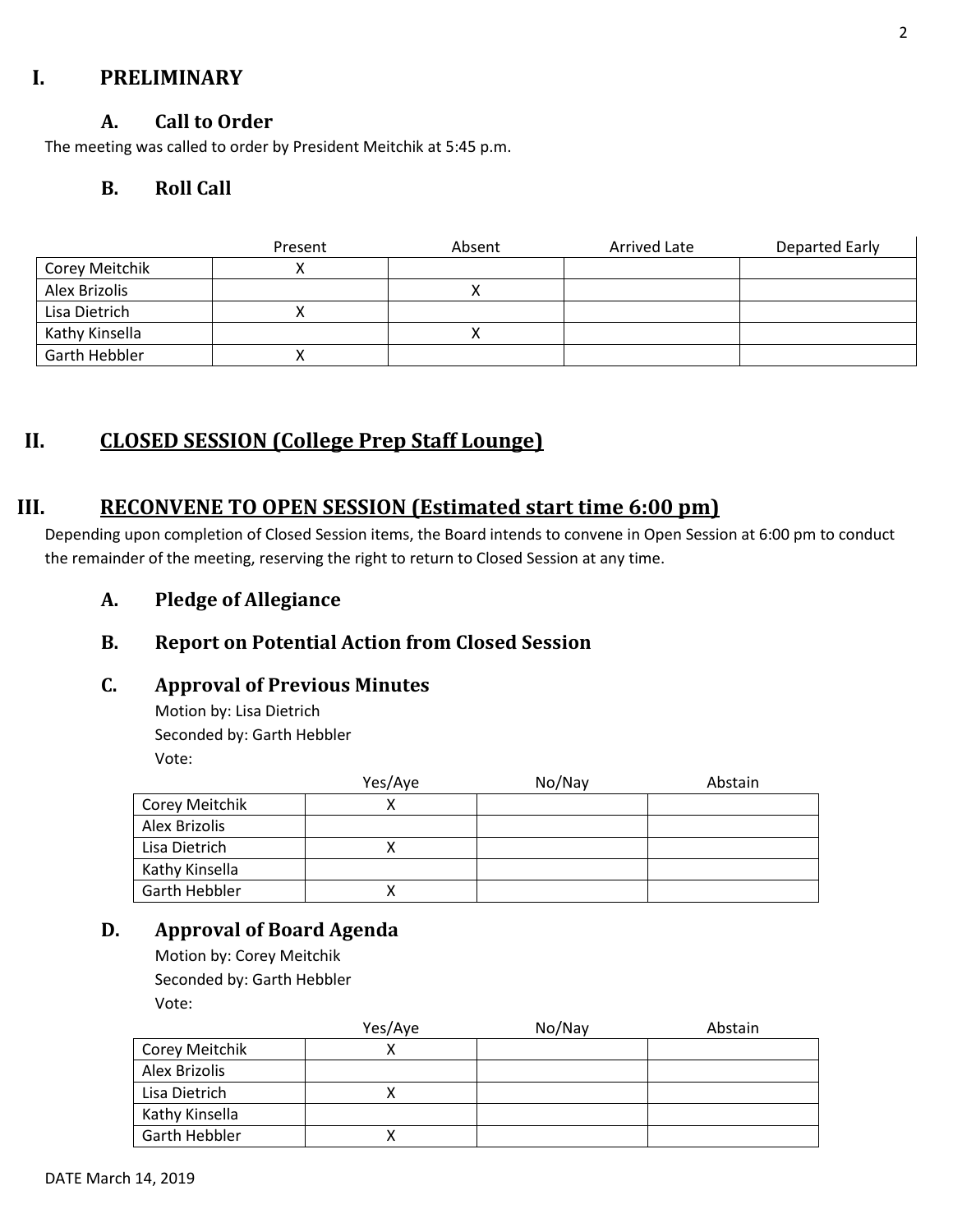# I. PRELIMINARY

## A. Call to Order

The meeting was called to order by President Meitchik at 5:45 p.m.

## B. Roll Call

| | Present | Absent | Arrived Late | Departed Early |
|---|---|---|---|---|
| Corey Meitchik | X | | | |
| Alex Brizolis | | X | | |
| Lisa Dietrich | X | | | |
| Kathy Kinsella | | X | | |
| Garth Hebbler | X | | | |

# II. CLOSED SESSION (College Prep Staff Lounge)

# III. RECONVENE TO OPEN SESSION (Estimated start time 6:00 pm)

Depending upon completion of Closed Session items, the Board intends to convene in Open Session at 6:00 pm to conduct the remainder of the meeting, reserving the right to return to Closed Session at any time.

## A. Pledge of Allegiance

## B. Report on Potential Action from Closed Session

## C. Approval of Previous Minutes

Motion by: Lisa Dietrich
Seconded by: Garth Hebbler
Vote:

| | Yes/Aye | No/Nay | Abstain |
|---|---|---|---|
| Corey Meitchik | X | | |
| Alex Brizolis | | | |
| Lisa Dietrich | X | | |
| Kathy Kinsella | | | |
| Garth Hebbler | X | | |

## D. Approval of Board Agenda

Motion by: Corey Meitchik
Seconded by: Garth Hebbler
Vote:

| | Yes/Aye | No/Nay | Abstain |
|---|---|---|---|
| Corey Meitchik | X | | |
| Alex Brizolis | | | |
| Lisa Dietrich | X | | |
| Kathy Kinsella | | | |
| Garth Hebbler | X | | |

DATE March 14, 2019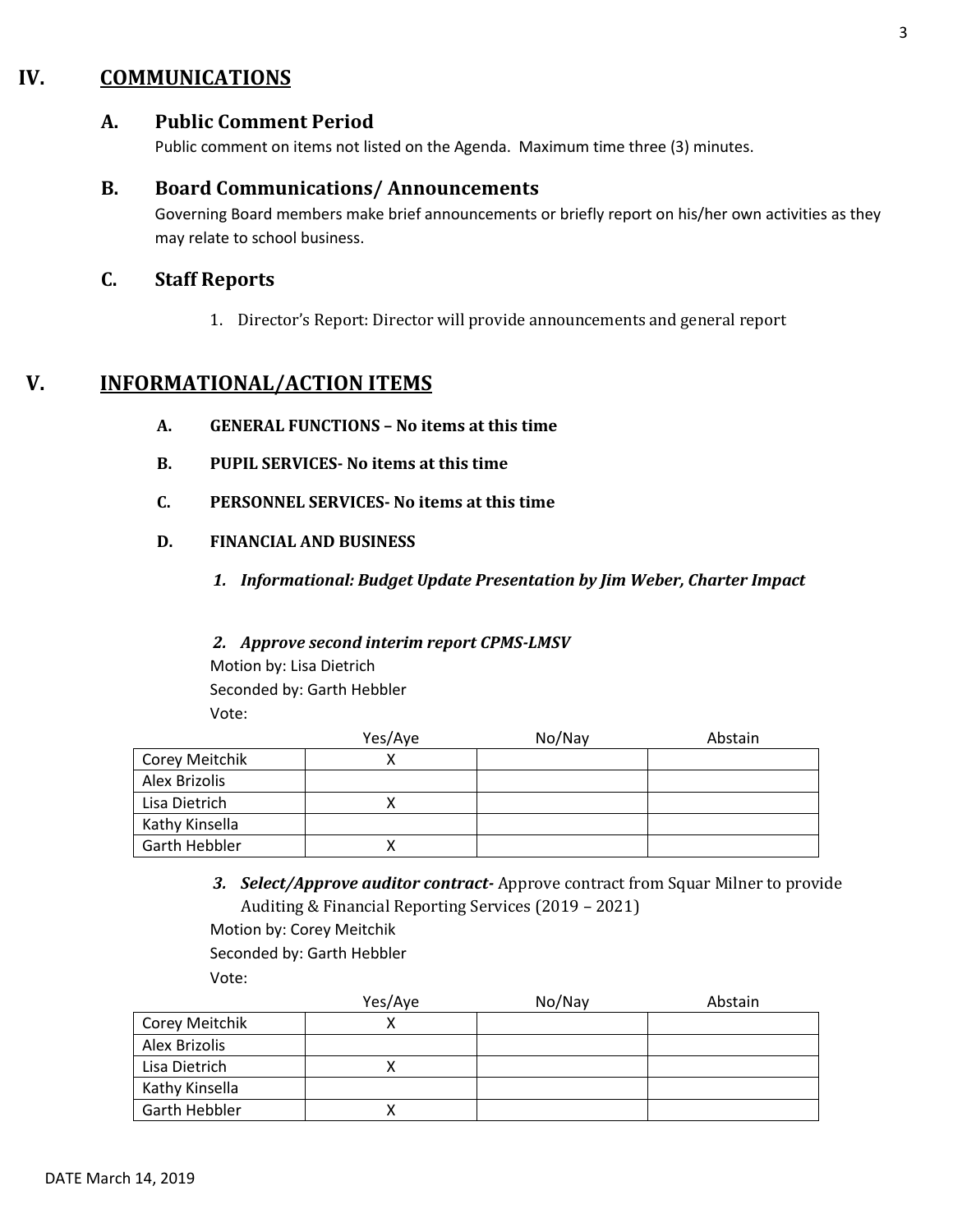# IV. COMMUNICATIONS

## A. Public Comment Period

Public comment on items not listed on the Agenda. Maximum time three (3) minutes.

## B. Board Communications/ Announcements

Governing Board members make brief announcements or briefly report on his/her own activities as they may relate to school business.

## C. Staff Reports

1. Director's Report: Director will provide announcements and general report

# V. INFORMATIONAL/ACTION ITEMS

**A. GENERAL FUNCTIONS – No items at this time**

**B. PUPIL SERVICES- No items at this time**

**C. PERSONNEL SERVICES- No items at this time**

**D. FINANCIAL AND BUSINESS**

***1. Informational: Budget Update Presentation by Jim Weber, Charter Impact***

***2. Approve second interim report CPMS-LMSV***

Motion by: Lisa Dietrich
Seconded by: Garth Hebbler
Vote:

| | Yes/Aye | No/Nay | Abstain |
|---|---|---|---|
| Corey Meitchik | X | | |
| Alex Brizolis | | | |
| Lisa Dietrich | X | | |
| Kathy Kinsella | | | |
| Garth Hebbler | X | | |

***3. Select/Approve auditor contract-*** Approve contract from Squar Milner to provide Auditing & Financial Reporting Services (2019 – 2021)

Motion by: Corey Meitchik
Seconded by: Garth Hebbler
Vote:

| | Yes/Aye | No/Nay | Abstain |
|---|---|---|---|
| Corey Meitchik | X | | |
| Alex Brizolis | | | |
| Lisa Dietrich | X | | |
| Kathy Kinsella | | | |
| Garth Hebbler | X | | |

DATE March 14, 2019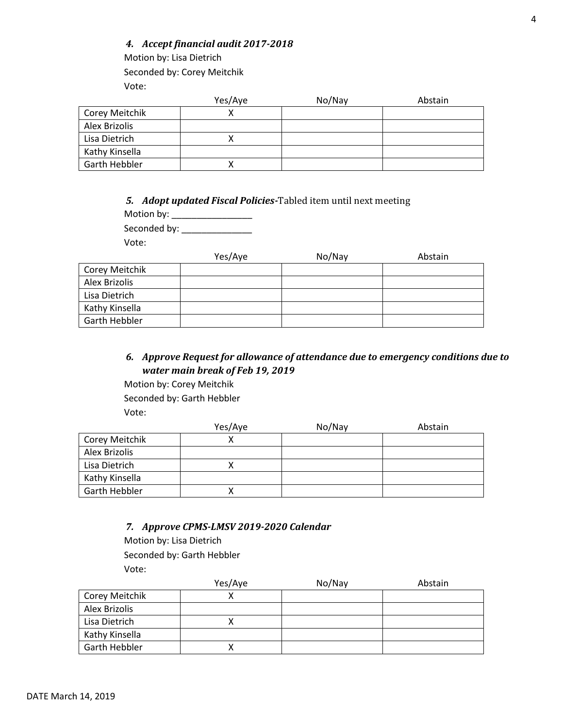### *4. Accept financial audit 2017-2018*

Motion by: Lisa Dietrich

Seconded by: Corey Meitchik

Vote:

| | Yes/Aye | No/Nay | Abstain |
|---|---|---|---|
| Corey Meitchik | X | | |
| Alex Brizolis | | | |
| Lisa Dietrich | X | | |
| Kathy Kinsella | | | |
| Garth Hebbler | X | | |

### *5. Adopt updated Fiscal Policies*-Tabled item until next meeting

Motion by: ________________

Seconded by: ______________

Vote:

| | Yes/Aye | No/Nay | Abstain |
|---|---|---|---|
| Corey Meitchik | | | |
| Alex Brizolis | | | |
| Lisa Dietrich | | | |
| Kathy Kinsella | | | |
| Garth Hebbler | | | |

### *6. Approve Request for allowance of attendance due to emergency conditions due to water main break of Feb 19, 2019*

Motion by: Corey Meitchik

Seconded by: Garth Hebbler

Vote:

| | Yes/Aye | No/Nay | Abstain |
|---|---|---|---|
| Corey Meitchik | X | | |
| Alex Brizolis | | | |
| Lisa Dietrich | X | | |
| Kathy Kinsella | | | |
| Garth Hebbler | X | | |

### *7. Approve CPMS-LMSV 2019-2020 Calendar*

Motion by: Lisa Dietrich

Seconded by: Garth Hebbler

Vote:

| | Yes/Aye | No/Nay | Abstain |
|---|---|---|---|
| Corey Meitchik | X | | |
| Alex Brizolis | | | |
| Lisa Dietrich | X | | |
| Kathy Kinsella | | | |
| Garth Hebbler | X | | |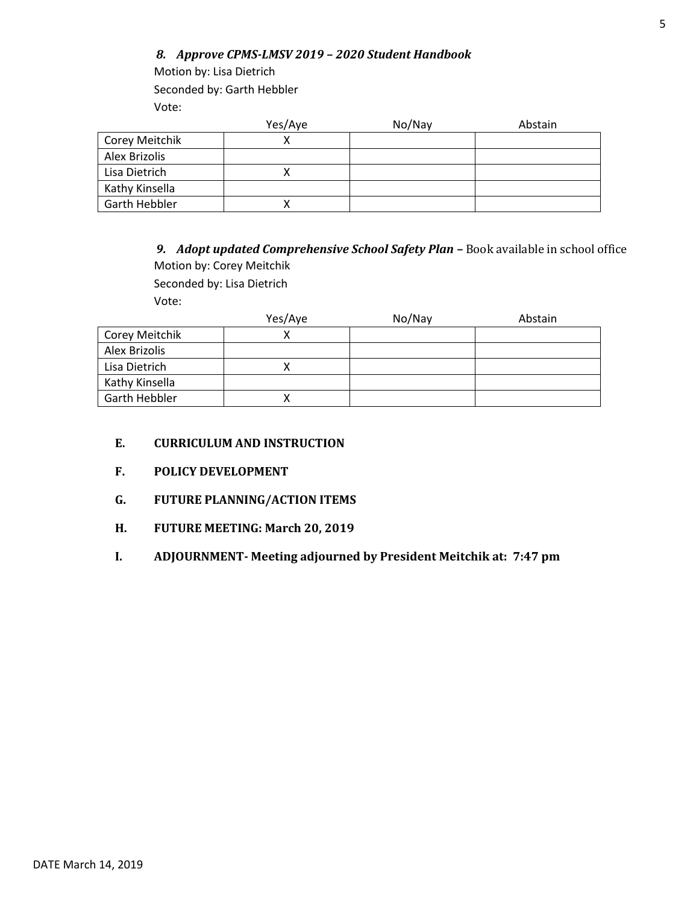*8. Approve CPMS-LMSV 2019 – 2020 Student Handbook*

Motion by: Lisa Dietrich

Seconded by: Garth Hebbler

Vote:

| | Yes/Aye | No/Nay | Abstain |
|---|---|---|---|
| Corey Meitchik | X | | |
| Alex Brizolis | | | |
| Lisa Dietrich | X | | |
| Kathy Kinsella | | | |
| Garth Hebbler | X | | |

***9. Adopt updated Comprehensive School Safety Plan* –** Book available in school office

Motion by: Corey Meitchik

Seconded by: Lisa Dietrich

Vote:

| | Yes/Aye | No/Nay | Abstain |
|---|---|---|---|
| Corey Meitchik | X | | |
| Alex Brizolis | | | |
| Lisa Dietrich | X | | |
| Kathy Kinsella | | | |
| Garth Hebbler | X | | |

**E. CURRICULUM AND INSTRUCTION**

**F. POLICY DEVELOPMENT**

**G. FUTURE PLANNING/ACTION ITEMS**

**H. FUTURE MEETING: March 20, 2019**

**I. ADJOURNMENT- Meeting adjourned by President Meitchik at: 7:47 pm**

DATE March 14, 2019